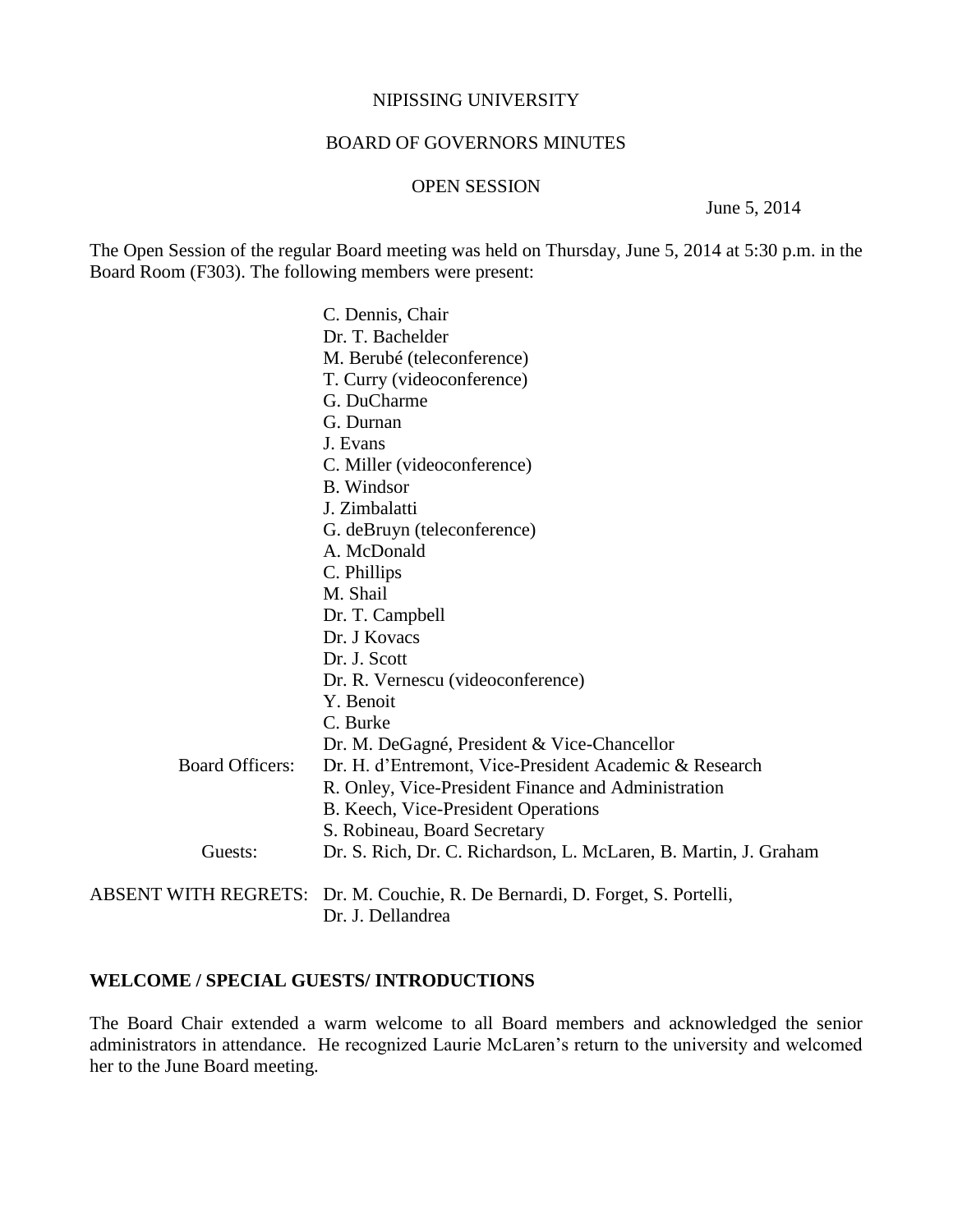NIPISSING UNIVERSITY

BOARD OF GOVERNORS MINUTES

OPEN SESSION

June 5, 2014

The Open Session of the regular Board meeting was held on Thursday, June 5, 2014 at 5:30 p.m. in the Board Room (F303). The following members were present:

C. Dennis, Chair
Dr. T. Bachelder
M. Berubé (teleconference)
T. Curry (videoconference)
G. DuCharme
G. Durnan
J. Evans
C. Miller (videoconference)
B. Windsor
J. Zimbalatti
G. deBruyn (teleconference)
A. McDonald
C. Phillips
M. Shail
Dr. T. Campbell
Dr. J Kovacs
Dr. J. Scott
Dr. R. Vernescu (videoconference)
Y. Benoit
C. Burke
Dr. M. DeGagné, President & Vice-Chancellor

Board Officers: Dr. H. d'Entremont, Vice-President Academic & Research
R. Onley, Vice-President Finance and Administration
B. Keech, Vice-President Operations
S. Robineau, Board Secretary

Guests: Dr. S. Rich, Dr. C. Richardson, L. McLaren, B. Martin, J. Graham

ABSENT WITH REGRETS: Dr. M. Couchie, R. De Bernardi, D. Forget, S. Portelli, Dr. J. Dellandrea

**WELCOME / SPECIAL GUESTS/ INTRODUCTIONS**

The Board Chair extended a warm welcome to all Board members and acknowledged the senior administrators in attendance. He recognized Laurie McLaren's return to the university and welcomed her to the June Board meeting.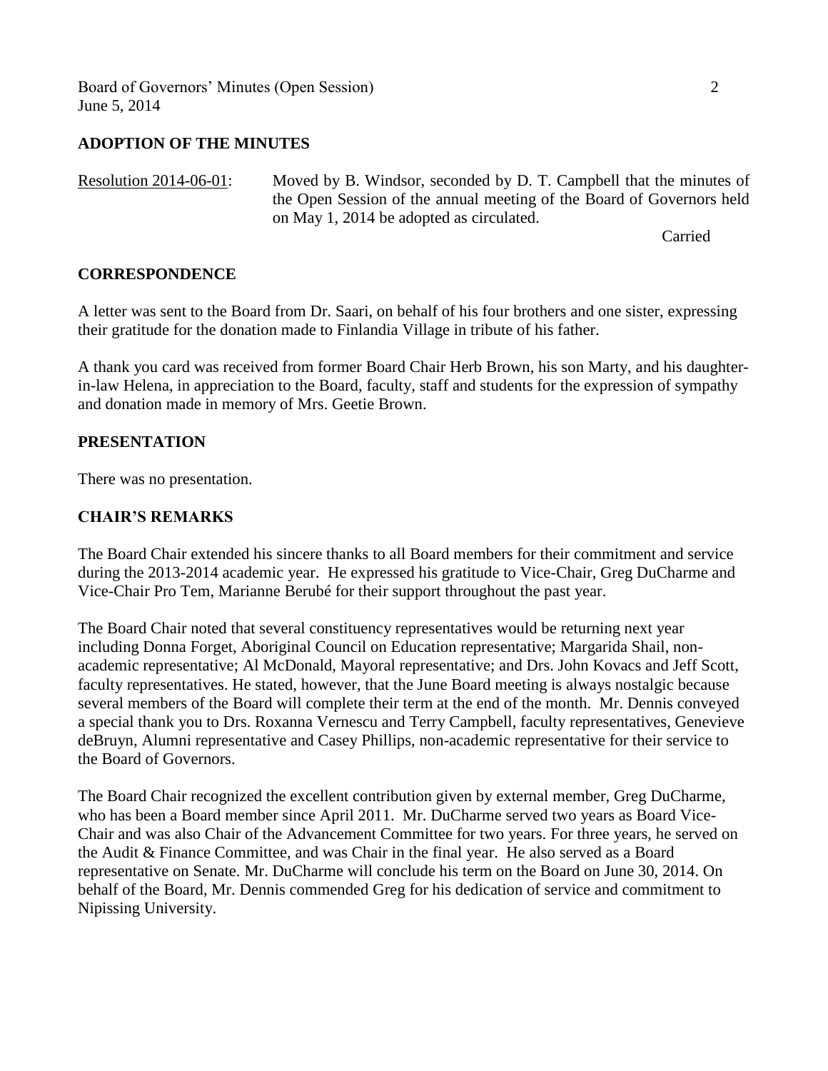## ADOPTION OF THE MINUTES

Resolution 2014-06-01: Moved by B. Windsor, seconded by D. T. Campbell that the minutes of the Open Session of the annual meeting of the Board of Governors held on May 1, 2014 be adopted as circulated.

Carried

## CORRESPONDENCE

A letter was sent to the Board from Dr. Saari, on behalf of his four brothers and one sister, expressing their gratitude for the donation made to Finlandia Village in tribute of his father.

A thank you card was received from former Board Chair Herb Brown, his son Marty, and his daughter-in-law Helena, in appreciation to the Board, faculty, staff and students for the expression of sympathy and donation made in memory of Mrs. Geetie Brown.

## PRESENTATION

There was no presentation.

## CHAIR'S REMARKS

The Board Chair extended his sincere thanks to all Board members for their commitment and service during the 2013-2014 academic year. He expressed his gratitude to Vice-Chair, Greg DuCharme and Vice-Chair Pro Tem, Marianne Berubé for their support throughout the past year.

The Board Chair noted that several constituency representatives would be returning next year including Donna Forget, Aboriginal Council on Education representative; Margarida Shail, non-academic representative; Al McDonald, Mayoral representative; and Drs. John Kovacs and Jeff Scott, faculty representatives. He stated, however, that the June Board meeting is always nostalgic because several members of the Board will complete their term at the end of the month. Mr. Dennis conveyed a special thank you to Drs. Roxanna Vernescu and Terry Campbell, faculty representatives, Genevieve deBruyn, Alumni representative and Casey Phillips, non-academic representative for their service to the Board of Governors.

The Board Chair recognized the excellent contribution given by external member, Greg DuCharme, who has been a Board member since April 2011. Mr. DuCharme served two years as Board Vice-Chair and was also Chair of the Advancement Committee for two years. For three years, he served on the Audit & Finance Committee, and was Chair in the final year. He also served as a Board representative on Senate. Mr. DuCharme will conclude his term on the Board on June 30, 2014. On behalf of the Board, Mr. Dennis commended Greg for his dedication of service and commitment to Nipissing University.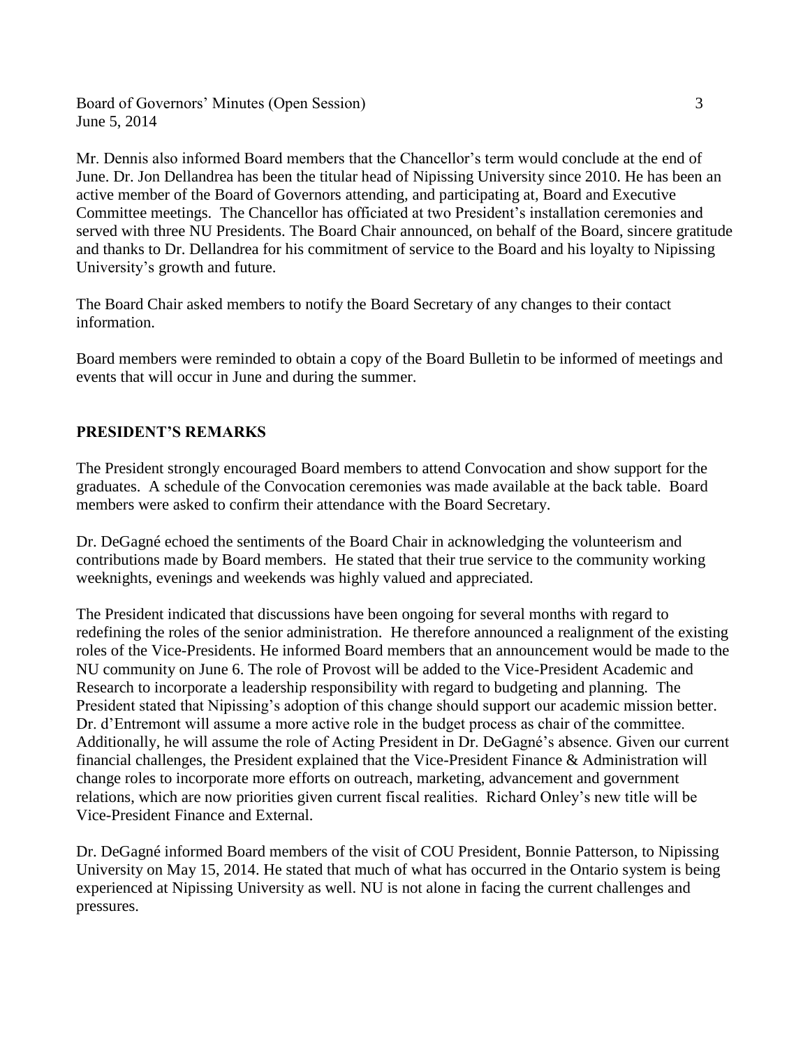Mr. Dennis also informed Board members that the Chancellor's term would conclude at the end of June. Dr. Jon Dellandrea has been the titular head of Nipissing University since 2010. He has been an active member of the Board of Governors attending, and participating at, Board and Executive Committee meetings. The Chancellor has officiated at two President's installation ceremonies and served with three NU Presidents. The Board Chair announced, on behalf of the Board, sincere gratitude and thanks to Dr. Dellandrea for his commitment of service to the Board and his loyalty to Nipissing University's growth and future.

The Board Chair asked members to notify the Board Secretary of any changes to their contact information.

Board members were reminded to obtain a copy of the Board Bulletin to be informed of meetings and events that will occur in June and during the summer.

## PRESIDENT'S REMARKS

The President strongly encouraged Board members to attend Convocation and show support for the graduates. A schedule of the Convocation ceremonies was made available at the back table. Board members were asked to confirm their attendance with the Board Secretary.

Dr. DeGagné echoed the sentiments of the Board Chair in acknowledging the volunteerism and contributions made by Board members. He stated that their true service to the community working weeknights, evenings and weekends was highly valued and appreciated.

The President indicated that discussions have been ongoing for several months with regard to redefining the roles of the senior administration. He therefore announced a realignment of the existing roles of the Vice-Presidents. He informed Board members that an announcement would be made to the NU community on June 6. The role of Provost will be added to the Vice-President Academic and Research to incorporate a leadership responsibility with regard to budgeting and planning. The President stated that Nipissing's adoption of this change should support our academic mission better. Dr. d'Entremont will assume a more active role in the budget process as chair of the committee. Additionally, he will assume the role of Acting President in Dr. DeGagné's absence. Given our current financial challenges, the President explained that the Vice-President Finance & Administration will change roles to incorporate more efforts on outreach, marketing, advancement and government relations, which are now priorities given current fiscal realities. Richard Onley's new title will be Vice-President Finance and External.

Dr. DeGagné informed Board members of the visit of COU President, Bonnie Patterson, to Nipissing University on May 15, 2014. He stated that much of what has occurred in the Ontario system is being experienced at Nipissing University as well. NU is not alone in facing the current challenges and pressures.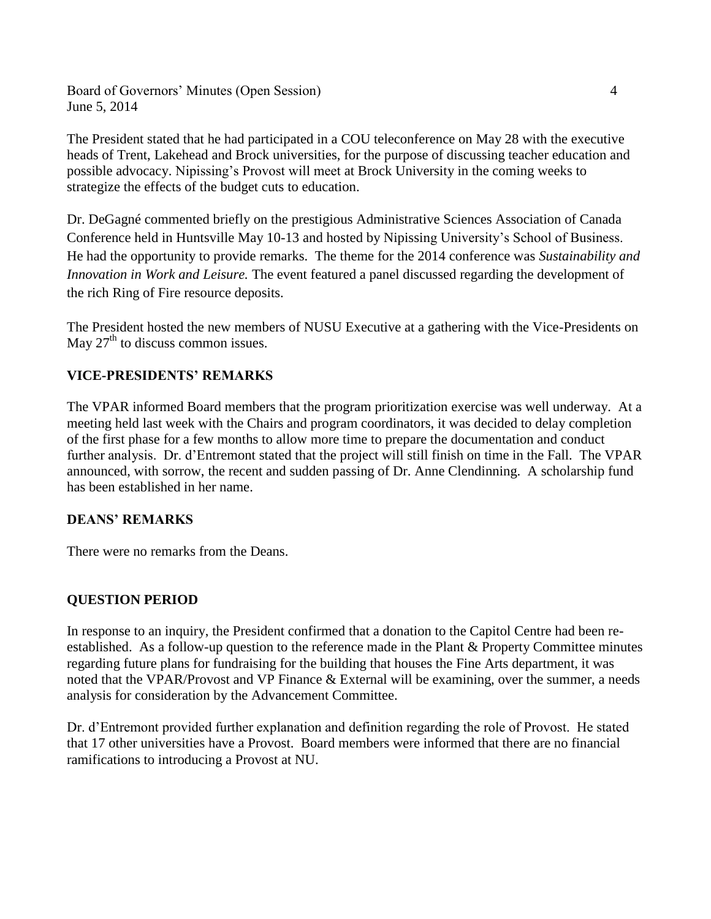The President stated that he had participated in a COU teleconference on May 28 with the executive heads of Trent, Lakehead and Brock universities, for the purpose of discussing teacher education and possible advocacy. Nipissing's Provost will meet at Brock University in the coming weeks to strategize the effects of the budget cuts to education.

Dr. DeGagné commented briefly on the prestigious Administrative Sciences Association of Canada Conference held in Huntsville May 10-13 and hosted by Nipissing University's School of Business. He had the opportunity to provide remarks. The theme for the 2014 conference was *Sustainability and Innovation in Work and Leisure.* The event featured a panel discussed regarding the development of the rich Ring of Fire resource deposits.

The President hosted the new members of NUSU Executive at a gathering with the Vice-Presidents on May 27th to discuss common issues.

## VICE-PRESIDENTS' REMARKS

The VPAR informed Board members that the program prioritization exercise was well underway. At a meeting held last week with the Chairs and program coordinators, it was decided to delay completion of the first phase for a few months to allow more time to prepare the documentation and conduct further analysis. Dr. d'Entremont stated that the project will still finish on time in the Fall. The VPAR announced, with sorrow, the recent and sudden passing of Dr. Anne Clendinning. A scholarship fund has been established in her name.

## DEANS' REMARKS

There were no remarks from the Deans.

## QUESTION PERIOD

In response to an inquiry, the President confirmed that a donation to the Capitol Centre had been re-established. As a follow-up question to the reference made in the Plant & Property Committee minutes regarding future plans for fundraising for the building that houses the Fine Arts department, it was noted that the VPAR/Provost and VP Finance & External will be examining, over the summer, a needs analysis for consideration by the Advancement Committee.

Dr. d'Entremont provided further explanation and definition regarding the role of Provost. He stated that 17 other universities have a Provost. Board members were informed that there are no financial ramifications to introducing a Provost at NU.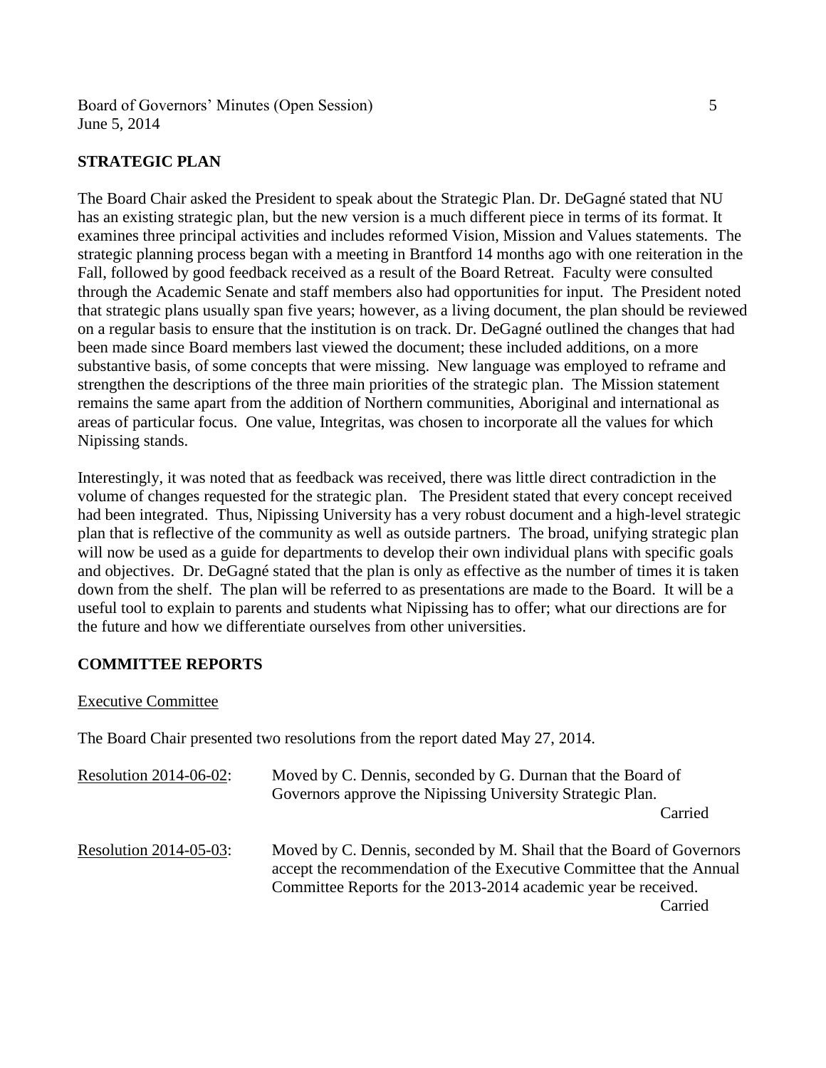## STRATEGIC PLAN

The Board Chair asked the President to speak about the Strategic Plan. Dr. DeGagné stated that NU has an existing strategic plan, but the new version is a much different piece in terms of its format. It examines three principal activities and includes reformed Vision, Mission and Values statements. The strategic planning process began with a meeting in Brantford 14 months ago with one reiteration in the Fall, followed by good feedback received as a result of the Board Retreat. Faculty were consulted through the Academic Senate and staff members also had opportunities for input. The President noted that strategic plans usually span five years; however, as a living document, the plan should be reviewed on a regular basis to ensure that the institution is on track. Dr. DeGagné outlined the changes that had been made since Board members last viewed the document; these included additions, on a more substantive basis, of some concepts that were missing. New language was employed to reframe and strengthen the descriptions of the three main priorities of the strategic plan. The Mission statement remains the same apart from the addition of Northern communities, Aboriginal and international as areas of particular focus. One value, Integritas, was chosen to incorporate all the values for which Nipissing stands.

Interestingly, it was noted that as feedback was received, there was little direct contradiction in the volume of changes requested for the strategic plan. The President stated that every concept received had been integrated. Thus, Nipissing University has a very robust document and a high-level strategic plan that is reflective of the community as well as outside partners. The broad, unifying strategic plan will now be used as a guide for departments to develop their own individual plans with specific goals and objectives. Dr. DeGagné stated that the plan is only as effective as the number of times it is taken down from the shelf. The plan will be referred to as presentations are made to the Board. It will be a useful tool to explain to parents and students what Nipissing has to offer; what our directions are for the future and how we differentiate ourselves from other universities.

## COMMITTEE REPORTS

### Executive Committee

The Board Chair presented two resolutions from the report dated May 27, 2014.

Resolution 2014-06-02: Moved by C. Dennis, seconded by G. Durnan that the Board of Governors approve the Nipissing University Strategic Plan.

Carried

Resolution 2014-05-03: Moved by C. Dennis, seconded by M. Shail that the Board of Governors accept the recommendation of the Executive Committee that the Annual Committee Reports for the 2013-2014 academic year be received.

Carried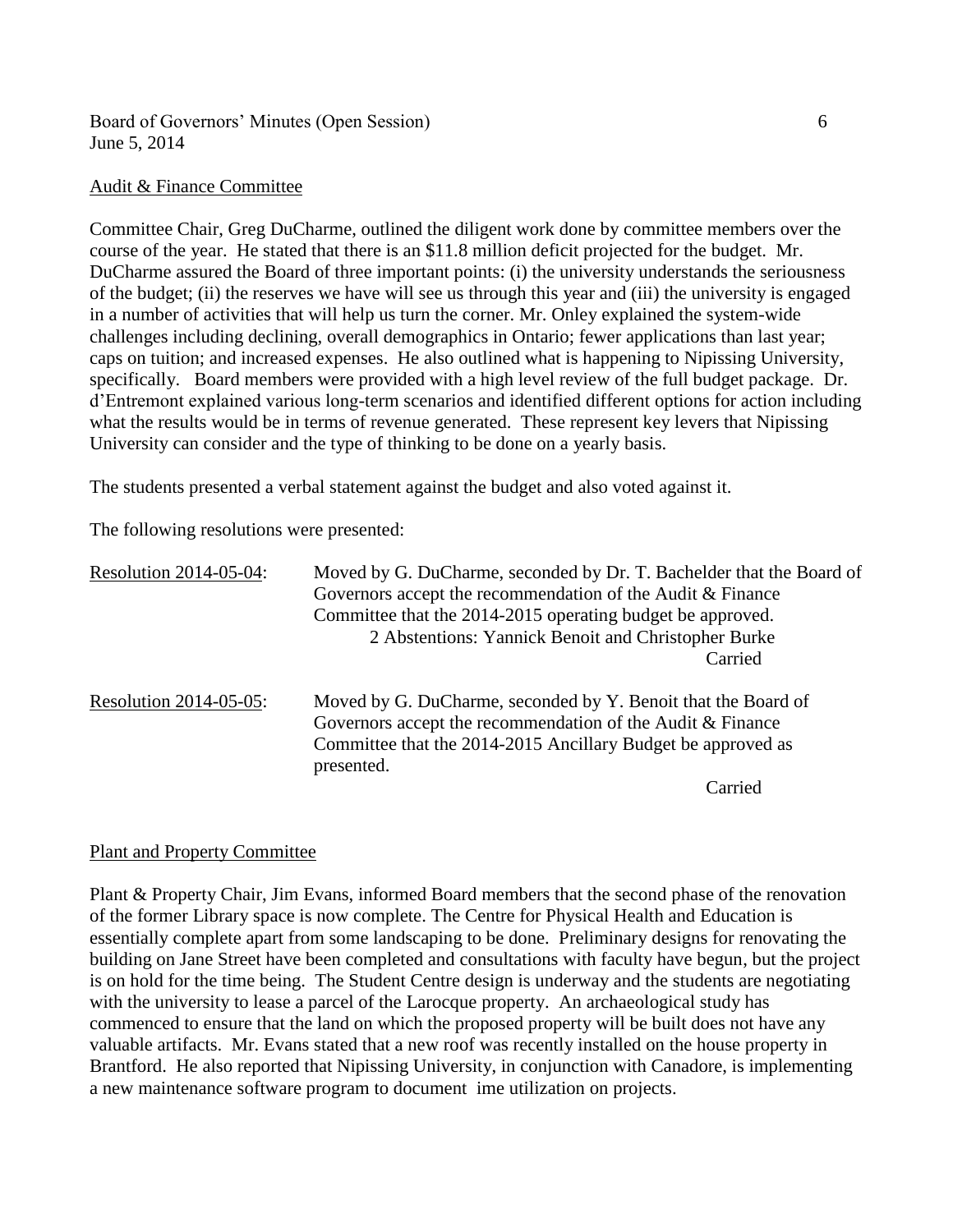## Audit & Finance Committee

Committee Chair, Greg DuCharme, outlined the diligent work done by committee members over the course of the year. He stated that there is an $11.8 million deficit projected for the budget. Mr. DuCharme assured the Board of three important points: (i) the university understands the seriousness of the budget; (ii) the reserves we have will see us through this year and (iii) the university is engaged in a number of activities that will help us turn the corner. Mr. Onley explained the system-wide challenges including declining, overall demographics in Ontario; fewer applications than last year; caps on tuition; and increased expenses. He also outlined what is happening to Nipissing University, specifically. Board members were provided with a high level review of the full budget package. Dr. d'Entremont explained various long-term scenarios and identified different options for action including what the results would be in terms of revenue generated. These represent key levers that Nipissing University can consider and the type of thinking to be done on a yearly basis.

The students presented a verbal statement against the budget and also voted against it.

The following resolutions were presented:

Resolution 2014-05-04: Moved by G. DuCharme, seconded by Dr. T. Bachelder that the Board of Governors accept the recommendation of the Audit & Finance Committee that the 2014-2015 operating budget be approved.
2 Abstentions: Yannick Benoit and Christopher Burke
Carried

Resolution 2014-05-05: Moved by G. DuCharme, seconded by Y. Benoit that the Board of Governors accept the recommendation of the Audit & Finance Committee that the 2014-2015 Ancillary Budget be approved as presented.
Carried

## Plant and Property Committee

Plant & Property Chair, Jim Evans, informed Board members that the second phase of the renovation of the former Library space is now complete. The Centre for Physical Health and Education is essentially complete apart from some landscaping to be done. Preliminary designs for renovating the building on Jane Street have been completed and consultations with faculty have begun, but the project is on hold for the time being. The Student Centre design is underway and the students are negotiating with the university to lease a parcel of the Larocque property. An archaeological study has commenced to ensure that the land on which the proposed property will be built does not have any valuable artifacts. Mr. Evans stated that a new roof was recently installed on the house property in Brantford. He also reported that Nipissing University, in conjunction with Canadore, is implementing a new maintenance software program to document ime utilization on projects.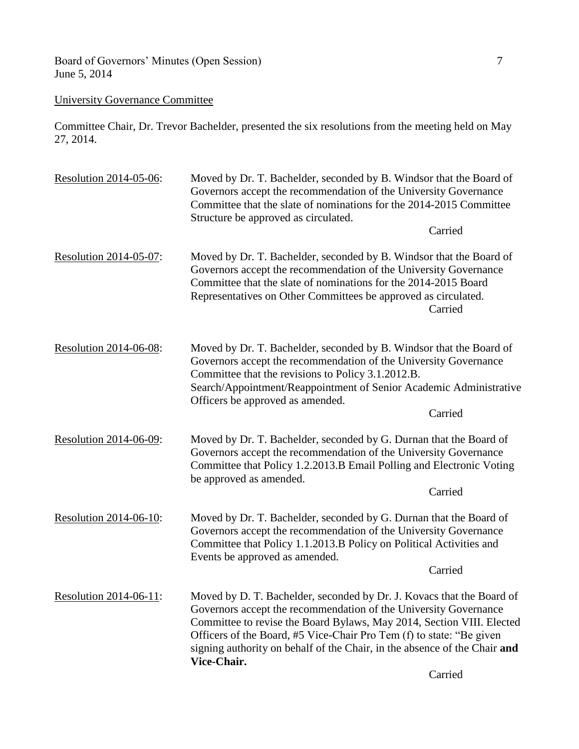<u>University Governance Committee</u>

Committee Chair, Dr. Trevor Bachelder, presented the six resolutions from the meeting held on May 27, 2014.

<u>Resolution 2014-05-06</u>: Moved by Dr. T. Bachelder, seconded by B. Windsor that the Board of Governors accept the recommendation of the University Governance Committee that the slate of nominations for the 2014-2015 Committee Structure be approved as circulated.

Carried

<u>Resolution 2014-05-07</u>: Moved by Dr. T. Bachelder, seconded by B. Windsor that the Board of Governors accept the recommendation of the University Governance Committee that the slate of nominations for the 2014-2015 Board Representatives on Other Committees be approved as circulated.

Carried

<u>Resolution 2014-06-08</u>: Moved by Dr. T. Bachelder, seconded by B. Windsor that the Board of Governors accept the recommendation of the University Governance Committee that the revisions to Policy 3.1.2012.B. Search/Appointment/Reappointment of Senior Academic Administrative Officers be approved as amended.

Carried

<u>Resolution 2014-06-09</u>: Moved by Dr. T. Bachelder, seconded by G. Durnan that the Board of Governors accept the recommendation of the University Governance Committee that Policy 1.2.2013.B Email Polling and Electronic Voting be approved as amended.

Carried

<u>Resolution 2014-06-10</u>: Moved by Dr. T. Bachelder, seconded by G. Durnan that the Board of Governors accept the recommendation of the University Governance Committee that Policy 1.1.2013.B Policy on Political Activities and Events be approved as amended.

Carried

<u>Resolution 2014-06-11</u>: Moved by D. T. Bachelder, seconded by Dr. J. Kovacs that the Board of Governors accept the recommendation of the University Governance Committee to revise the Board Bylaws, May 2014, Section VIII. Elected Officers of the Board, #5 Vice-Chair Pro Tem (f) to state: "Be given signing authority on behalf of the Chair, in the absence of the Chair **and Vice-Chair.**

Carried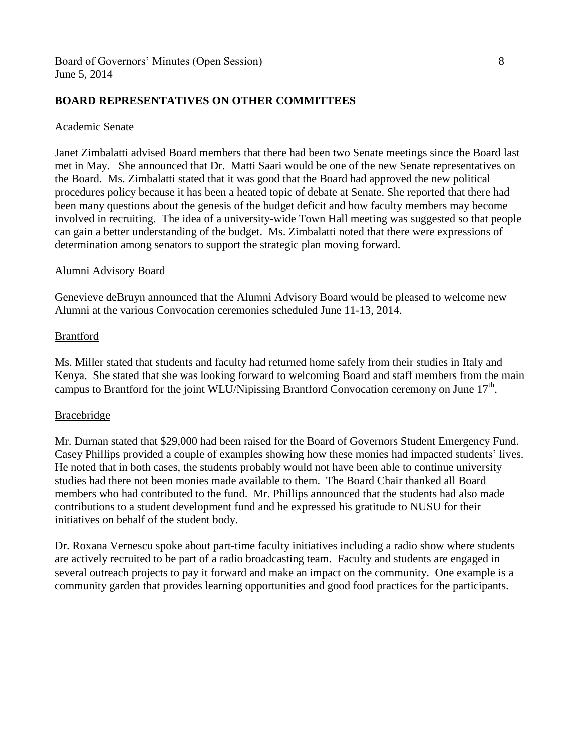## BOARD REPRESENTATIVES ON OTHER COMMITTEES

### Academic Senate

Janet Zimbalatti advised Board members that there had been two Senate meetings since the Board last met in May. She announced that Dr. Matti Saari would be one of the new Senate representatives on the Board. Ms. Zimbalatti stated that it was good that the Board had approved the new political procedures policy because it has been a heated topic of debate at Senate. She reported that there had been many questions about the genesis of the budget deficit and how faculty members may become involved in recruiting. The idea of a university-wide Town Hall meeting was suggested so that people can gain a better understanding of the budget. Ms. Zimbalatti noted that there were expressions of determination among senators to support the strategic plan moving forward.

### Alumni Advisory Board

Genevieve deBruyn announced that the Alumni Advisory Board would be pleased to welcome new Alumni at the various Convocation ceremonies scheduled June 11-13, 2014.

### Brantford

Ms. Miller stated that students and faculty had returned home safely from their studies in Italy and Kenya. She stated that she was looking forward to welcoming Board and staff members from the main campus to Brantford for the joint WLU/Nipissing Brantford Convocation ceremony on June 17th.

### Bracebridge

Mr. Durnan stated that $29,000 had been raised for the Board of Governors Student Emergency Fund. Casey Phillips provided a couple of examples showing how these monies had impacted students' lives. He noted that in both cases, the students probably would not have been able to continue university studies had there not been monies made available to them. The Board Chair thanked all Board members who had contributed to the fund. Mr. Phillips announced that the students had also made contributions to a student development fund and he expressed his gratitude to NUSU for their initiatives on behalf of the student body.

Dr. Roxana Vernescu spoke about part-time faculty initiatives including a radio show where students are actively recruited to be part of a radio broadcasting team. Faculty and students are engaged in several outreach projects to pay it forward and make an impact on the community. One example is a community garden that provides learning opportunities and good food practices for the participants.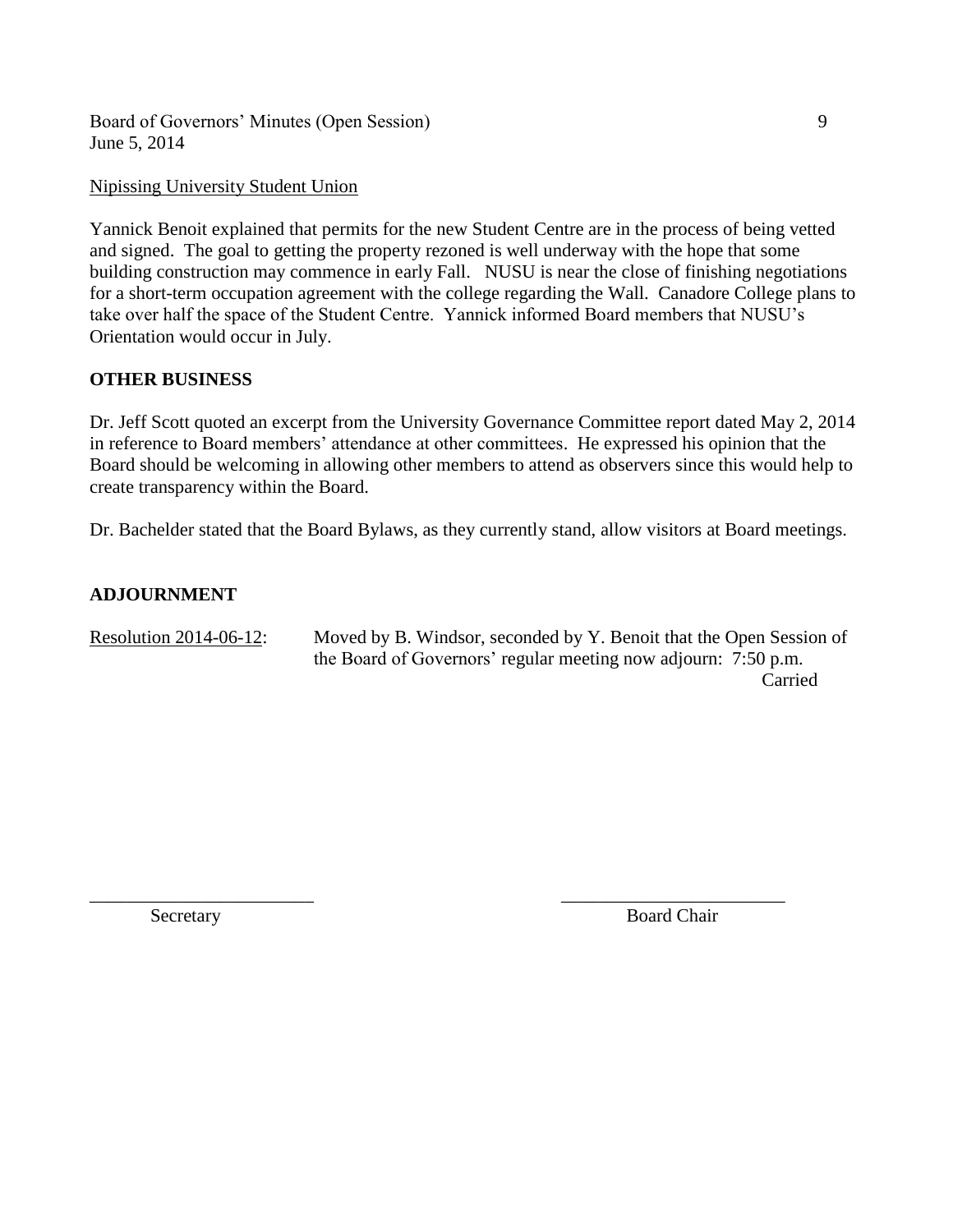Nipissing University Student Union

Yannick Benoit explained that permits for the new Student Centre are in the process of being vetted and signed. The goal to getting the property rezoned is well underway with the hope that some building construction may commence in early Fall. NUSU is near the close of finishing negotiations for a short-term occupation agreement with the college regarding the Wall. Canadore College plans to take over half the space of the Student Centre. Yannick informed Board members that NUSU's Orientation would occur in July.

## OTHER BUSINESS

Dr. Jeff Scott quoted an excerpt from the University Governance Committee report dated May 2, 2014 in reference to Board members' attendance at other committees. He expressed his opinion that the Board should be welcoming in allowing other members to attend as observers since this would help to create transparency within the Board.

Dr. Bachelder stated that the Board Bylaws, as they currently stand, allow visitors at Board meetings.

## ADJOURNMENT

Resolution 2014-06-12: Moved by B. Windsor, seconded by Y. Benoit that the Open Session of the Board of Governors' regular meeting now adjourn: 7:50 p.m.

Carried

________________________ ________________________

Secretary Board Chair